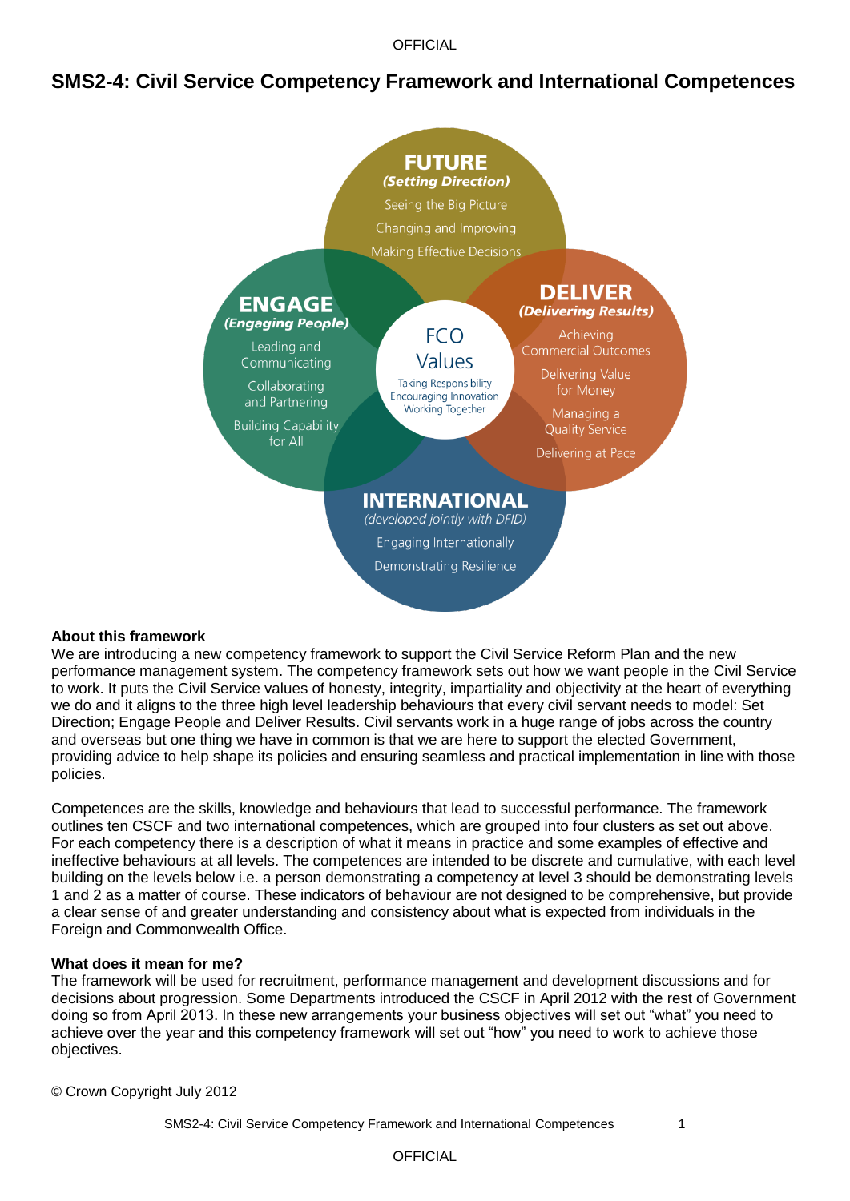# SMS2-4: Civil Service Competency Framework and International Competences

**FUTURE**
*(Setting Direction)*
Seeing the Big Picture
Changing and Improving
Making Effective Decisions

**ENGAGE**
*(Engaging People)*
Leading and Communicating
Collaborating and Partnering
Building Capability for All

**FCO Values**
Taking Responsibility
Encouraging Innovation
Working Together

**DELIVER**
*(Delivering Results)*
Achieving Commercial Outcomes
Delivering Value for Money
Managing a Quality Service
Delivering at Pace

**INTERNATIONAL**
*(developed jointly with DFID)*
Engaging Internationally
Demonstrating Resilience

### About this framework

We are introducing a new competency framework to support the Civil Service Reform Plan and the new performance management system. The competency framework sets out how we want people in the Civil Service to work. It puts the Civil Service values of honesty, integrity, impartiality and objectivity at the heart of everything we do and it aligns to the three high level leadership behaviours that every civil servant needs to model: Set Direction; Engage People and Deliver Results. Civil servants work in a huge range of jobs across the country and overseas but one thing we have in common is that we are here to support the elected Government, providing advice to help shape its policies and ensuring seamless and practical implementation in line with those policies.

Competences are the skills, knowledge and behaviours that lead to successful performance. The framework outlines ten CSCF and two international competences, which are grouped into four clusters as set out above. For each competency there is a description of what it means in practice and some examples of effective and ineffective behaviours at all levels. The competences are intended to be discrete and cumulative, with each level building on the levels below i.e. a person demonstrating a competency at level 3 should be demonstrating levels 1 and 2 as a matter of course. These indicators of behaviour are not designed to be comprehensive, but provide a clear sense of and greater understanding and consistency about what is expected from individuals in the Foreign and Commonwealth Office.

### What does it mean for me?

The framework will be used for recruitment, performance management and development discussions and for decisions about progression. Some Departments introduced the CSCF in April 2012 with the rest of Government doing so from April 2013. In these new arrangements your business objectives will set out "what" you need to achieve over the year and this competency framework will set out "how" you need to work to achieve those objectives.

© Crown Copyright July 2012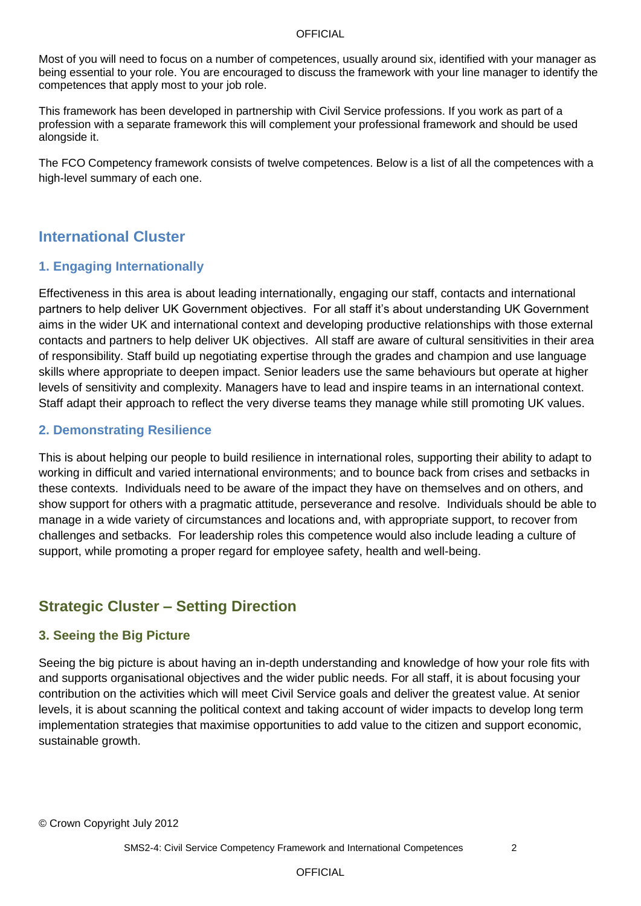Most of you will need to focus on a number of competences, usually around six, identified with your manager as being essential to your role. You are encouraged to discuss the framework with your line manager to identify the competences that apply most to your job role.

This framework has been developed in partnership with Civil Service professions. If you work as part of a profession with a separate framework this will complement your professional framework and should be used alongside it.

The FCO Competency framework consists of twelve competences. Below is a list of all the competences with a high-level summary of each one.

## International Cluster

### 1. Engaging Internationally

Effectiveness in this area is about leading internationally, engaging our staff, contacts and international partners to help deliver UK Government objectives. For all staff it's about understanding UK Government aims in the wider UK and international context and developing productive relationships with those external contacts and partners to help deliver UK objectives. All staff are aware of cultural sensitivities in their area of responsibility. Staff build up negotiating expertise through the grades and champion and use language skills where appropriate to deepen impact. Senior leaders use the same behaviours but operate at higher levels of sensitivity and complexity. Managers have to lead and inspire teams in an international context. Staff adapt their approach to reflect the very diverse teams they manage while still promoting UK values.

### 2. Demonstrating Resilience

This is about helping our people to build resilience in international roles, supporting their ability to adapt to working in difficult and varied international environments; and to bounce back from crises and setbacks in these contexts. Individuals need to be aware of the impact they have on themselves and on others, and show support for others with a pragmatic attitude, perseverance and resolve. Individuals should be able to manage in a wide variety of circumstances and locations and, with appropriate support, to recover from challenges and setbacks. For leadership roles this competence would also include leading a culture of support, while promoting a proper regard for employee safety, health and well-being.

## Strategic Cluster – Setting Direction

### 3. Seeing the Big Picture

Seeing the big picture is about having an in-depth understanding and knowledge of how your role fits with and supports organisational objectives and the wider public needs. For all staff, it is about focusing your contribution on the activities which will meet Civil Service goals and deliver the greatest value. At senior levels, it is about scanning the political context and taking account of wider impacts to develop long term implementation strategies that maximise opportunities to add value to the citizen and support economic, sustainable growth.

© Crown Copyright July 2012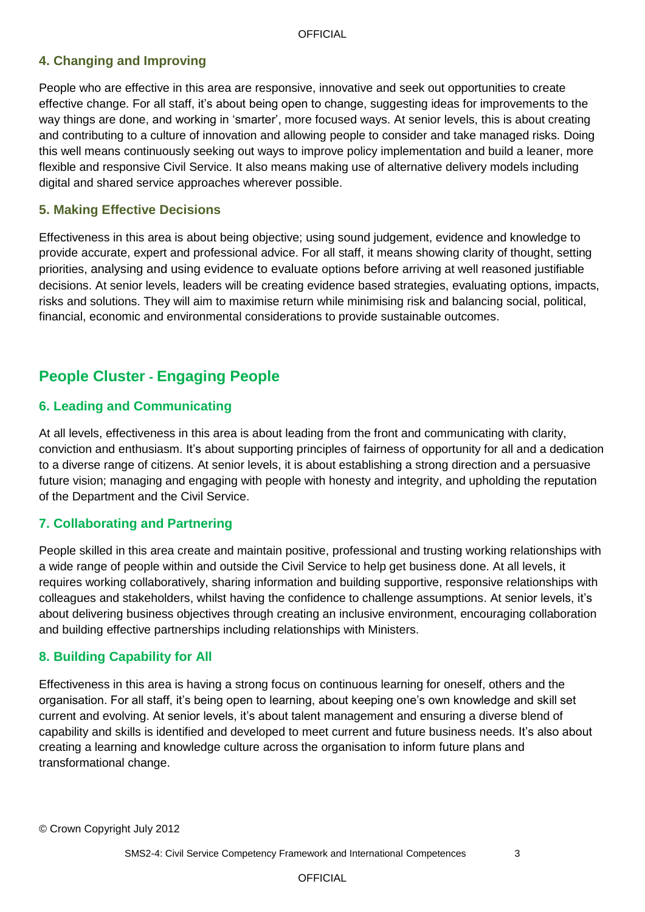### 4. Changing and Improving

People who are effective in this area are responsive, innovative and seek out opportunities to create effective change. For all staff, it's about being open to change, suggesting ideas for improvements to the way things are done, and working in 'smarter', more focused ways. At senior levels, this is about creating and contributing to a culture of innovation and allowing people to consider and take managed risks. Doing this well means continuously seeking out ways to improve policy implementation and build a leaner, more flexible and responsive Civil Service. It also means making use of alternative delivery models including digital and shared service approaches wherever possible.

### 5. Making Effective Decisions

Effectiveness in this area is about being objective; using sound judgement, evidence and knowledge to provide accurate, expert and professional advice. For all staff, it means showing clarity of thought, setting priorities, analysing and using evidence to evaluate options before arriving at well reasoned justifiable decisions. At senior levels, leaders will be creating evidence based strategies, evaluating options, impacts, risks and solutions. They will aim to maximise return while minimising risk and balancing social, political, financial, economic and environmental considerations to provide sustainable outcomes.

## People Cluster - Engaging People

### 6. Leading and Communicating

At all levels, effectiveness in this area is about leading from the front and communicating with clarity, conviction and enthusiasm. It's about supporting principles of fairness of opportunity for all and a dedication to a diverse range of citizens. At senior levels, it is about establishing a strong direction and a persuasive future vision; managing and engaging with people with honesty and integrity, and upholding the reputation of the Department and the Civil Service.

### 7. Collaborating and Partnering

People skilled in this area create and maintain positive, professional and trusting working relationships with a wide range of people within and outside the Civil Service to help get business done. At all levels, it requires working collaboratively, sharing information and building supportive, responsive relationships with colleagues and stakeholders, whilst having the confidence to challenge assumptions. At senior levels, it's about delivering business objectives through creating an inclusive environment, encouraging collaboration and building effective partnerships including relationships with Ministers.

### 8. Building Capability for All

Effectiveness in this area is having a strong focus on continuous learning for oneself, others and the organisation. For all staff, it's being open to learning, about keeping one's own knowledge and skill set current and evolving. At senior levels, it's about talent management and ensuring a diverse blend of capability and skills is identified and developed to meet current and future business needs. It's also about creating a learning and knowledge culture across the organisation to inform future plans and transformational change.

© Crown Copyright July 2012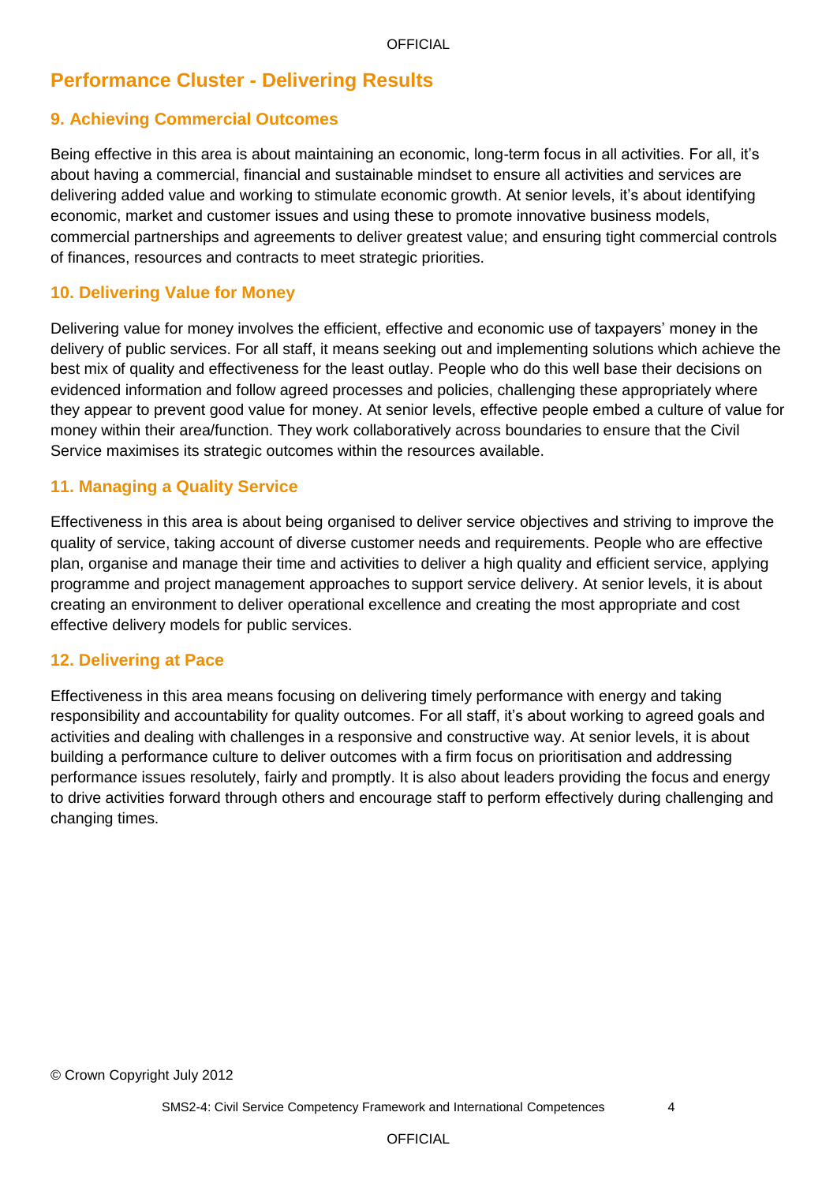## Performance Cluster - Delivering Results

### 9. Achieving Commercial Outcomes

Being effective in this area is about maintaining an economic, long-term focus in all activities. For all, it's about having a commercial, financial and sustainable mindset to ensure all activities and services are delivering added value and working to stimulate economic growth. At senior levels, it's about identifying economic, market and customer issues and using these to promote innovative business models, commercial partnerships and agreements to deliver greatest value; and ensuring tight commercial controls of finances, resources and contracts to meet strategic priorities.

### 10. Delivering Value for Money

Delivering value for money involves the efficient, effective and economic use of taxpayers' money in the delivery of public services. For all staff, it means seeking out and implementing solutions which achieve the best mix of quality and effectiveness for the least outlay. People who do this well base their decisions on evidenced information and follow agreed processes and policies, challenging these appropriately where they appear to prevent good value for money. At senior levels, effective people embed a culture of value for money within their area/function. They work collaboratively across boundaries to ensure that the Civil Service maximises its strategic outcomes within the resources available.

### 11. Managing a Quality Service

Effectiveness in this area is about being organised to deliver service objectives and striving to improve the quality of service, taking account of diverse customer needs and requirements. People who are effective plan, organise and manage their time and activities to deliver a high quality and efficient service, applying programme and project management approaches to support service delivery. At senior levels, it is about creating an environment to deliver operational excellence and creating the most appropriate and cost effective delivery models for public services.

### 12. Delivering at Pace

Effectiveness in this area means focusing on delivering timely performance with energy and taking responsibility and accountability for quality outcomes. For all staff, it's about working to agreed goals and activities and dealing with challenges in a responsive and constructive way. At senior levels, it is about building a performance culture to deliver outcomes with a firm focus on prioritisation and addressing performance issues resolutely, fairly and promptly. It is also about leaders providing the focus and energy to drive activities forward through others and encourage staff to perform effectively during challenging and changing times.

© Crown Copyright July 2012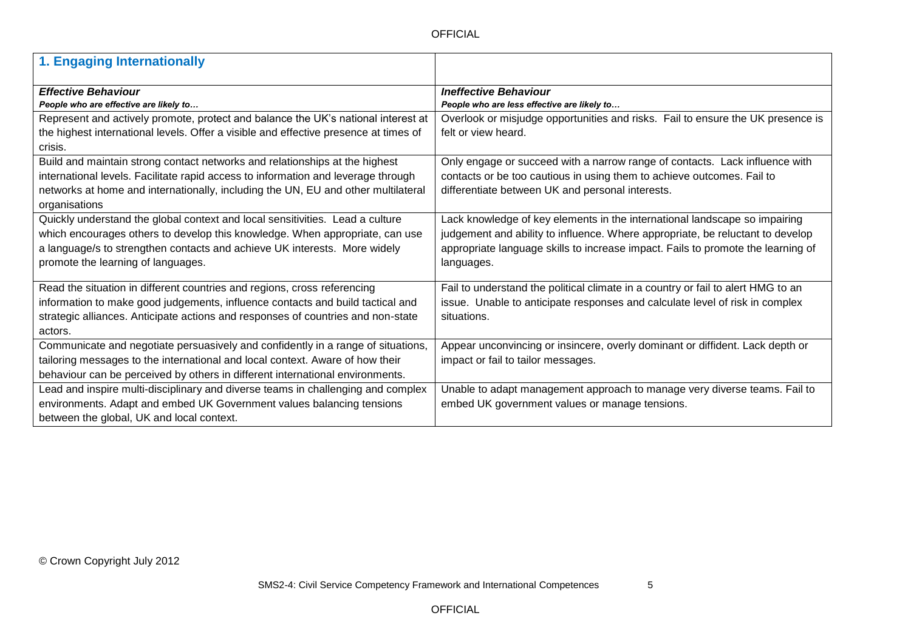## 1. Engaging Internationally

| *Effective Behaviour*<br>***People who are effective are likely to…*** | *Ineffective Behaviour*<br>***People who are less effective are likely to…*** |
|---|---|
| Represent and actively promote, protect and balance the UK's national interest at the highest international levels. Offer a visible and effective presence at times of crisis. | Overlook or misjudge opportunities and risks. Fail to ensure the UK presence is felt or view heard. |
| Build and maintain strong contact networks and relationships at the highest international levels. Facilitate rapid access to information and leverage through networks at home and internationally, including the UN, EU and other multilateral organisations | Only engage or succeed with a narrow range of contacts. Lack influence with contacts or be too cautious in using them to achieve outcomes. Fail to differentiate between UK and personal interests. |
| Quickly understand the global context and local sensitivities. Lead a culture which encourages others to develop this knowledge. When appropriate, can use a language/s to strengthen contacts and achieve UK interests. More widely promote the learning of languages. | Lack knowledge of key elements in the international landscape so impairing judgement and ability to influence. Where appropriate, be reluctant to develop appropriate language skills to increase impact. Fails to promote the learning of languages. |
| Read the situation in different countries and regions, cross referencing information to make good judgements, influence contacts and build tactical and strategic alliances. Anticipate actions and responses of countries and non-state actors. | Fail to understand the political climate in a country or fail to alert HMG to an issue. Unable to anticipate responses and calculate level of risk in complex situations. |
| Communicate and negotiate persuasively and confidently in a range of situations, tailoring messages to the international and local context. Aware of how their behaviour can be perceived by others in different international environments. | Appear unconvincing or insincere, overly dominant or diffident. Lack depth or impact or fail to tailor messages. |
| Lead and inspire multi-disciplinary and diverse teams in challenging and complex environments. Adapt and embed UK Government values balancing tensions between the global, UK and local context. | Unable to adapt management approach to manage very diverse teams. Fail to embed UK government values or manage tensions. |

© Crown Copyright July 2012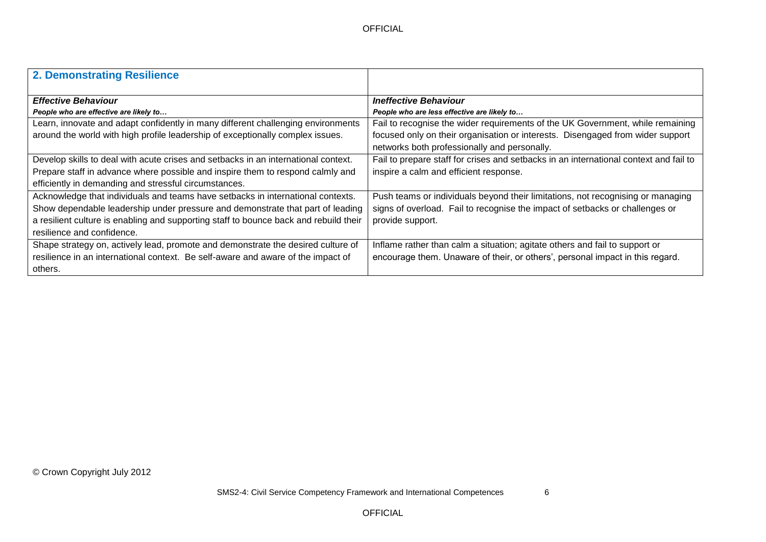## 2. Demonstrating Resilience

| ***Effective Behaviour***<br>***People who are effective are likely to…*** | ***Ineffective Behaviour***<br>***People who are less effective are likely to…*** |
|---|---|
| Learn, innovate and adapt confidently in many different challenging environments around the world with high profile leadership of exceptionally complex issues. | Fail to recognise the wider requirements of the UK Government, while remaining focused only on their organisation or interests. Disengaged from wider support networks both professionally and personally. |
| Develop skills to deal with acute crises and setbacks in an international context. Prepare staff in advance where possible and inspire them to respond calmly and efficiently in demanding and stressful circumstances. | Fail to prepare staff for crises and setbacks in an international context and fail to inspire a calm and efficient response. |
| Acknowledge that individuals and teams have setbacks in international contexts. Show dependable leadership under pressure and demonstrate that part of leading a resilient culture is enabling and supporting staff to bounce back and rebuild their resilience and confidence. | Push teams or individuals beyond their limitations, not recognising or managing signs of overload. Fail to recognise the impact of setbacks or challenges or provide support. |
| Shape strategy on, actively lead, promote and demonstrate the desired culture of resilience in an international context. Be self-aware and aware of the impact of others. | Inflame rather than calm a situation; agitate others and fail to support or encourage them. Unaware of their, or others', personal impact in this regard. |

© Crown Copyright July 2012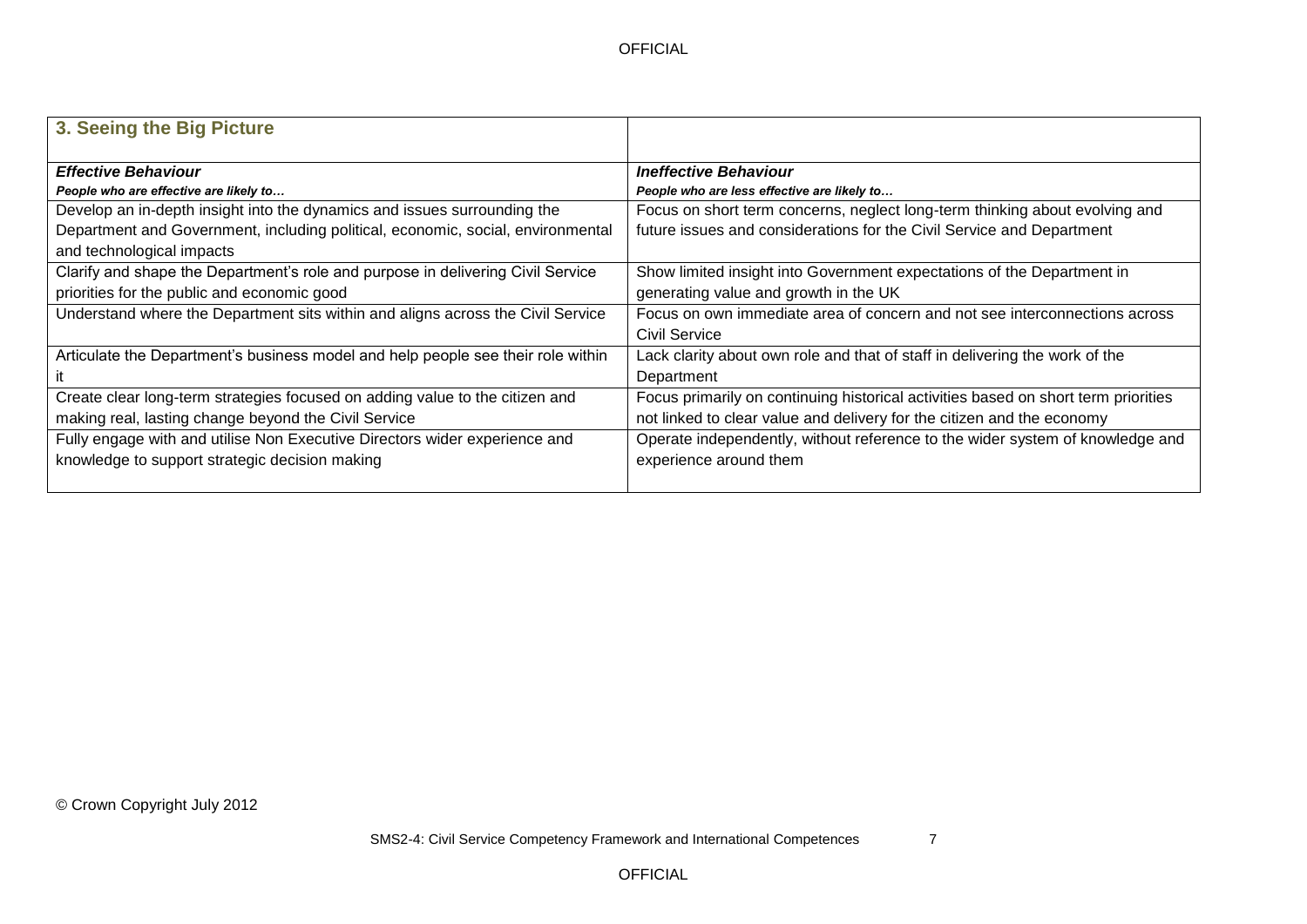| 3. Seeing the Big Picture | |
|---|---|
| ***Effective Behaviour***<br>***People who are effective are likely to…*** | ***Ineffective Behaviour***<br>***People who are less effective are likely to…*** |
| Develop an in-depth insight into the dynamics and issues surrounding the Department and Government, including political, economic, social, environmental and technological impacts | Focus on short term concerns, neglect long-term thinking about evolving and future issues and considerations for the Civil Service and Department |
| Clarify and shape the Department's role and purpose in delivering Civil Service priorities for the public and economic good | Show limited insight into Government expectations of the Department in generating value and growth in the UK |
| Understand where the Department sits within and aligns across the Civil Service | Focus on own immediate area of concern and not see interconnections across Civil Service |
| Articulate the Department's business model and help people see their role within it | Lack clarity about own role and that of staff in delivering the work of the Department |
| Create clear long-term strategies focused on adding value to the citizen and making real, lasting change beyond the Civil Service | Focus primarily on continuing historical activities based on short term priorities not linked to clear value and delivery for the citizen and the economy |
| Fully engage with and utilise Non Executive Directors wider experience and knowledge to support strategic decision making | Operate independently, without reference to the wider system of knowledge and experience around them |

© Crown Copyright July 2012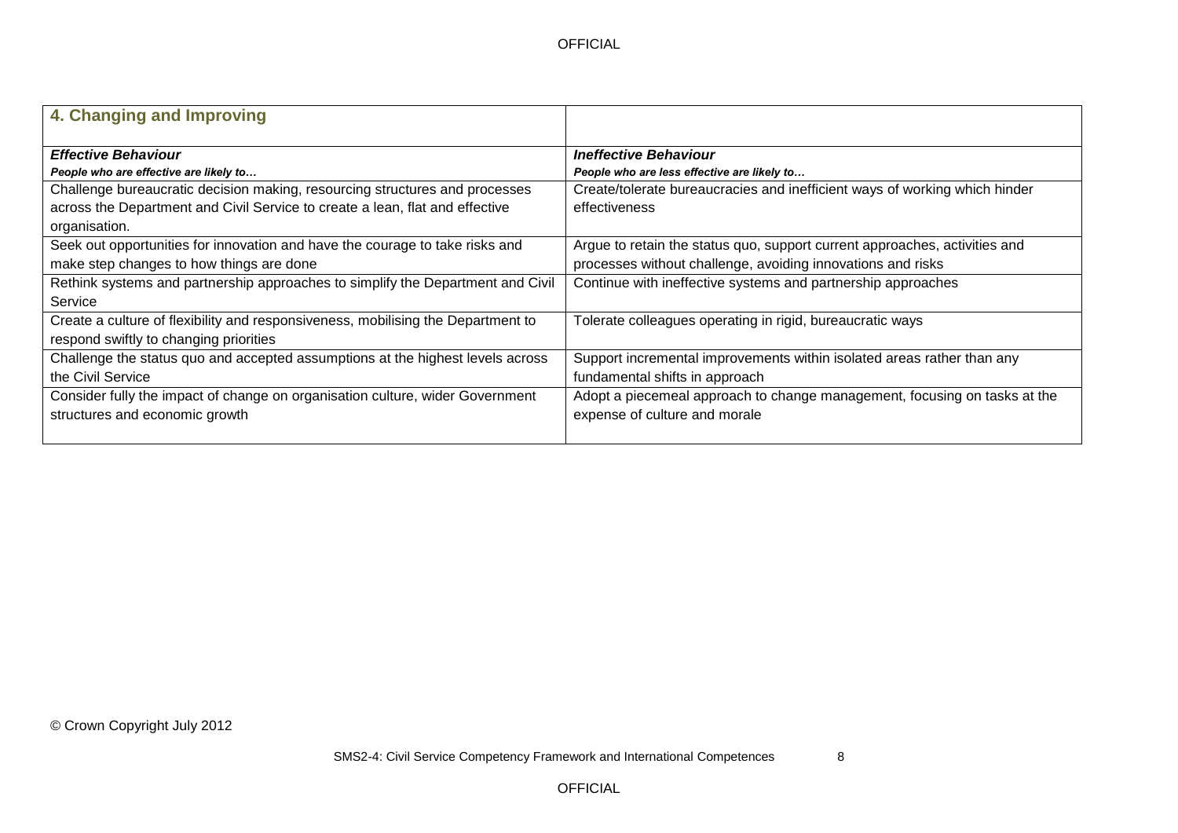## 4. Changing and Improving

| ***Effective Behaviour*** <br> ***People who are effective are likely to…*** | ***Ineffective Behaviour*** <br> ***People who are less effective are likely to…*** |
|---|---|
| Challenge bureaucratic decision making, resourcing structures and processes across the Department and Civil Service to create a lean, flat and effective organisation. | Create/tolerate bureaucracies and inefficient ways of working which hinder effectiveness |
| Seek out opportunities for innovation and have the courage to take risks and make step changes to how things are done | Argue to retain the status quo, support current approaches, activities and processes without challenge, avoiding innovations and risks |
| Rethink systems and partnership approaches to simplify the Department and Civil Service | Continue with ineffective systems and partnership approaches |
| Create a culture of flexibility and responsiveness, mobilising the Department to respond swiftly to changing priorities | Tolerate colleagues operating in rigid, bureaucratic ways |
| Challenge the status quo and accepted assumptions at the highest levels across the Civil Service | Support incremental improvements within isolated areas rather than any fundamental shifts in approach |
| Consider fully the impact of change on organisation culture, wider Government structures and economic growth | Adopt a piecemeal approach to change management, focusing on tasks at the expense of culture and morale |

© Crown Copyright July 2012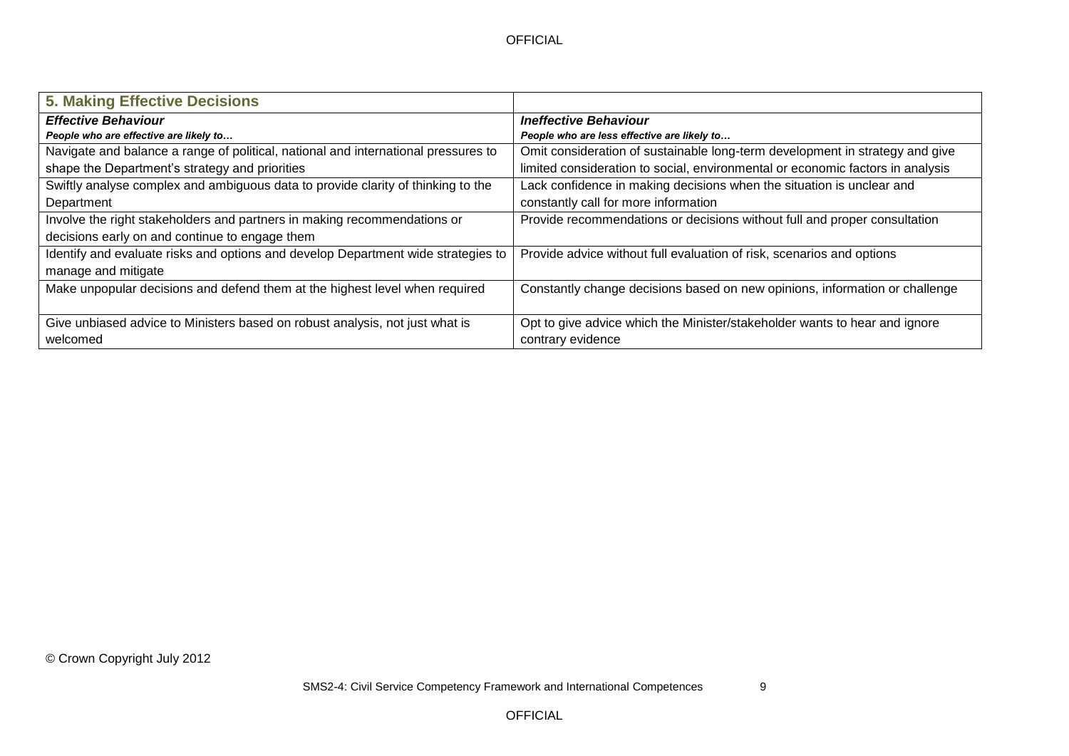| 5. Making Effective Decisions | |
|---|---|
| ***Effective Behaviour*** | ***Ineffective Behaviour*** |
| ***People who are effective are likely to…*** | ***People who are less effective are likely to…*** |
| Navigate and balance a range of political, national and international pressures to shape the Department's strategy and priorities | Omit consideration of sustainable long-term development in strategy and give limited consideration to social, environmental or economic factors in analysis |
| Swiftly analyse complex and ambiguous data to provide clarity of thinking to the Department | Lack confidence in making decisions when the situation is unclear and constantly call for more information |
| Involve the right stakeholders and partners in making recommendations or decisions early on and continue to engage them | Provide recommendations or decisions without full and proper consultation |
| Identify and evaluate risks and options and develop Department wide strategies to manage and mitigate | Provide advice without full evaluation of risk, scenarios and options |
| Make unpopular decisions and defend them at the highest level when required | Constantly change decisions based on new opinions, information or challenge |
| Give unbiased advice to Ministers based on robust analysis, not just what is welcomed | Opt to give advice which the Minister/stakeholder wants to hear and ignore contrary evidence |

© Crown Copyright July 2012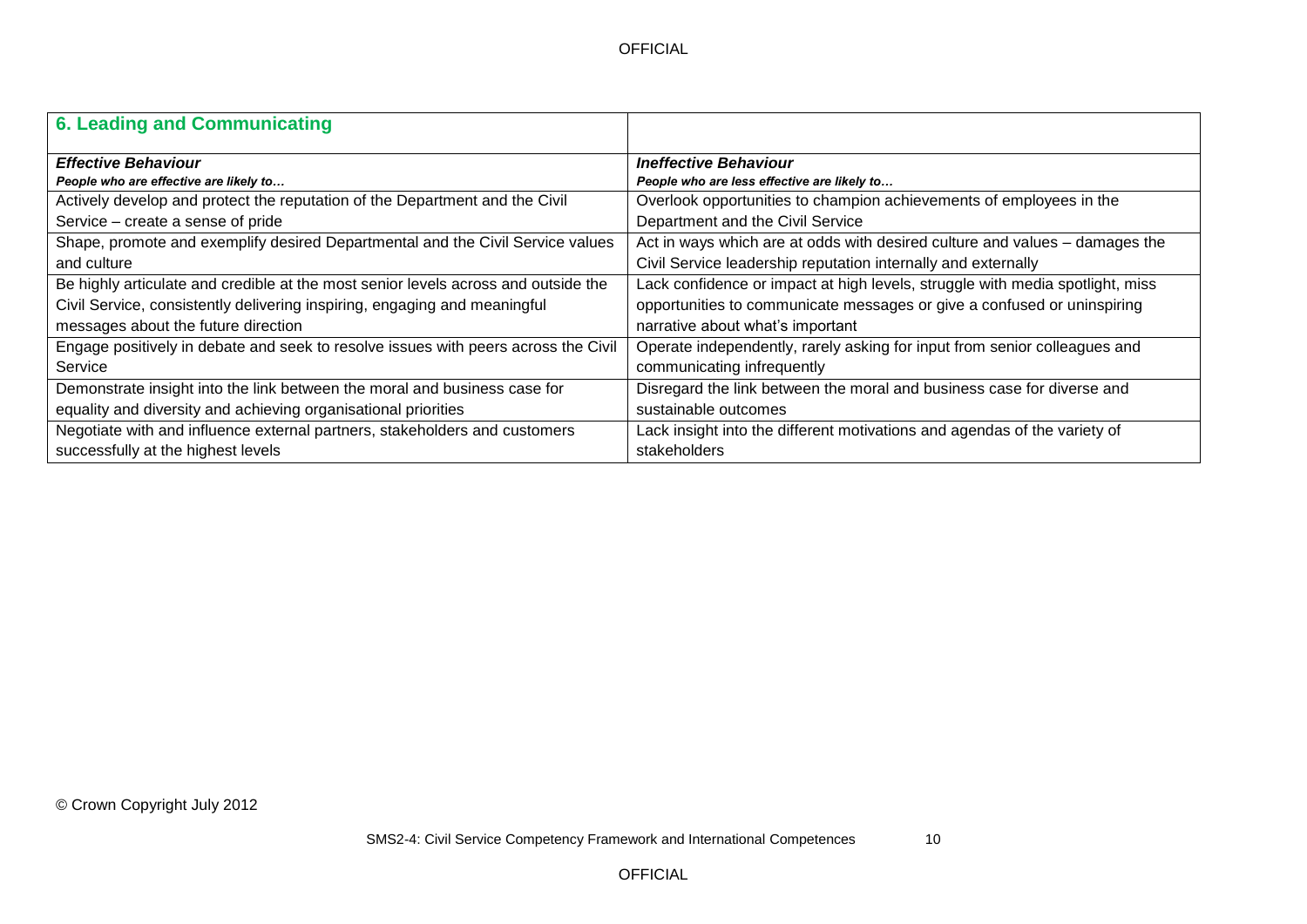## 6. Leading and Communicating

| ***Effective Behaviour***<br>***People who are effective are likely to…*** | ***Ineffective Behaviour***<br>***People who are less effective are likely to…*** |
|---|---|
| Actively develop and protect the reputation of the Department and the Civil Service – create a sense of pride | Overlook opportunities to champion achievements of employees in the Department and the Civil Service |
| Shape, promote and exemplify desired Departmental and the Civil Service values and culture | Act in ways which are at odds with desired culture and values – damages the Civil Service leadership reputation internally and externally |
| Be highly articulate and credible at the most senior levels across and outside the Civil Service, consistently delivering inspiring, engaging and meaningful messages about the future direction | Lack confidence or impact at high levels, struggle with media spotlight, miss opportunities to communicate messages or give a confused or uninspiring narrative about what's important |
| Engage positively in debate and seek to resolve issues with peers across the Civil Service | Operate independently, rarely asking for input from senior colleagues and communicating infrequently |
| Demonstrate insight into the link between the moral and business case for equality and diversity and achieving organisational priorities | Disregard the link between the moral and business case for diverse and sustainable outcomes |
| Negotiate with and influence external partners, stakeholders and customers successfully at the highest levels | Lack insight into the different motivations and agendas of the variety of stakeholders |

© Crown Copyright July 2012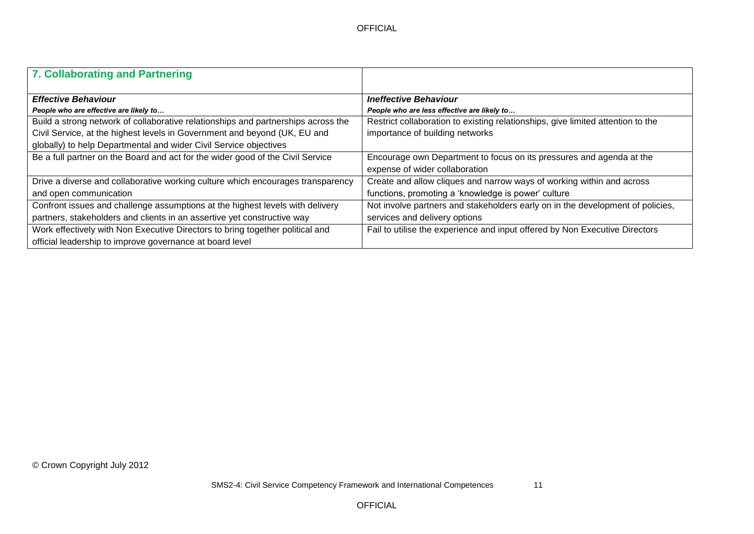## 7. Collaborating and Partnering

| ***Effective Behaviour***<br>***People who are effective are likely to…*** | ***Ineffective Behaviour***<br>***People who are less effective are likely to…*** |
|---|---|
| Build a strong network of collaborative relationships and partnerships across the Civil Service, at the highest levels in Government and beyond (UK, EU and globally) to help Departmental and wider Civil Service objectives | Restrict collaboration to existing relationships, give limited attention to the importance of building networks |
| Be a full partner on the Board and act for the wider good of the Civil Service | Encourage own Department to focus on its pressures and agenda at the expense of wider collaboration |
| Drive a diverse and collaborative working culture which encourages transparency and open communication | Create and allow cliques and narrow ways of working within and across functions, promoting a 'knowledge is power' culture |
| Confront issues and challenge assumptions at the highest levels with delivery partners, stakeholders and clients in an assertive yet constructive way | Not involve partners and stakeholders early on in the development of policies, services and delivery options |
| Work effectively with Non Executive Directors to bring together political and official leadership to improve governance at board level | Fail to utilise the experience and input offered by Non Executive Directors |

© Crown Copyright July 2012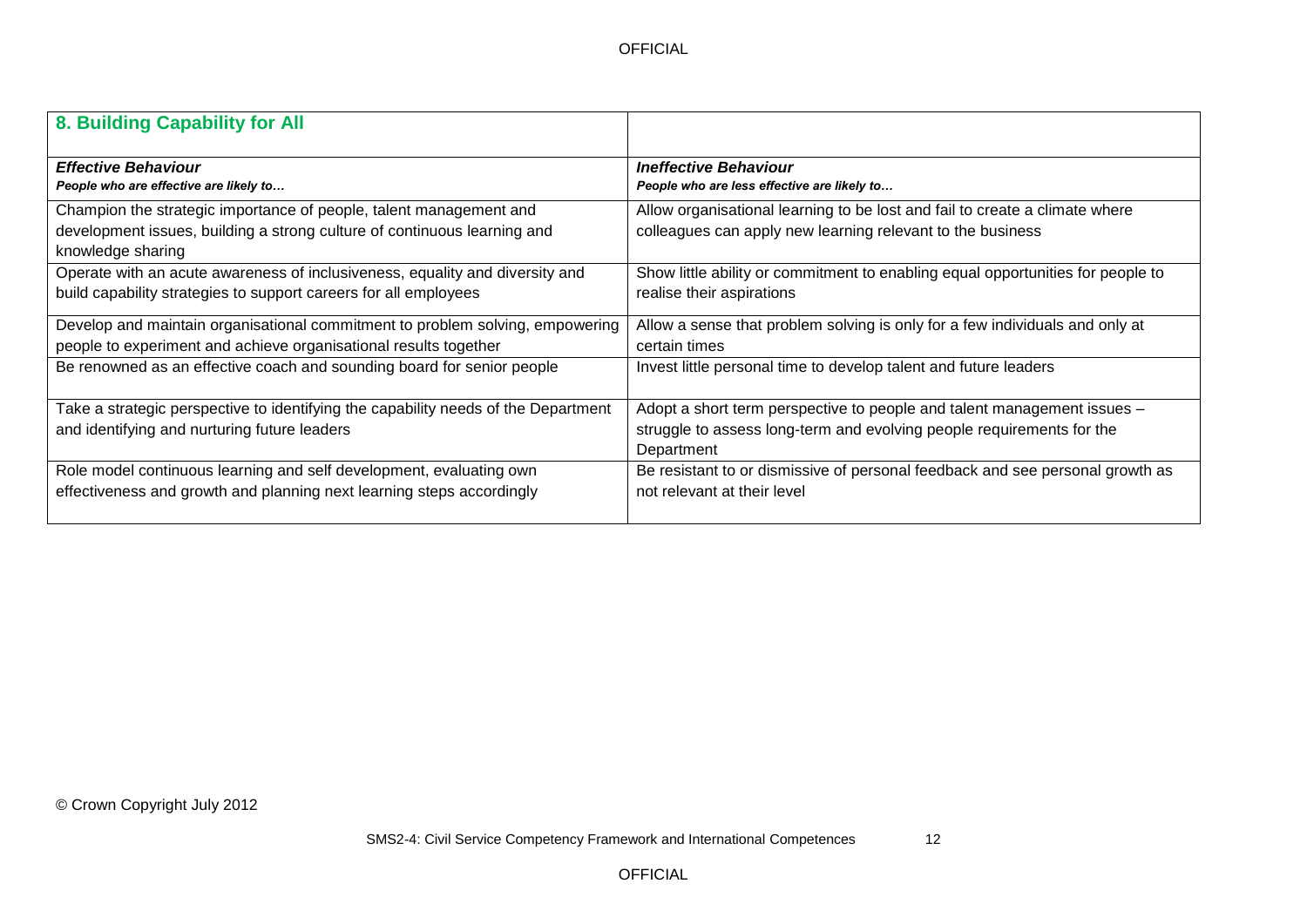## 8. Building Capability for All

| ***Effective Behaviour***<br>***People who are effective are likely to…*** | ***Ineffective Behaviour***<br>***People who are less effective are likely to…*** |
|---|---|
| Champion the strategic importance of people, talent management and development issues, building a strong culture of continuous learning and knowledge sharing | Allow organisational learning to be lost and fail to create a climate where colleagues can apply new learning relevant to the business |
| Operate with an acute awareness of inclusiveness, equality and diversity and build capability strategies to support careers for all employees | Show little ability or commitment to enabling equal opportunities for people to realise their aspirations |
| Develop and maintain organisational commitment to problem solving, empowering people to experiment and achieve organisational results together | Allow a sense that problem solving is only for a few individuals and only at certain times |
| Be renowned as an effective coach and sounding board for senior people | Invest little personal time to develop talent and future leaders |
| Take a strategic perspective to identifying the capability needs of the Department and identifying and nurturing future leaders | Adopt a short term perspective to people and talent management issues – struggle to assess long-term and evolving people requirements for the Department |
| Role model continuous learning and self development, evaluating own effectiveness and growth and planning next learning steps accordingly | Be resistant to or dismissive of personal feedback and see personal growth as not relevant at their level |

© Crown Copyright July 2012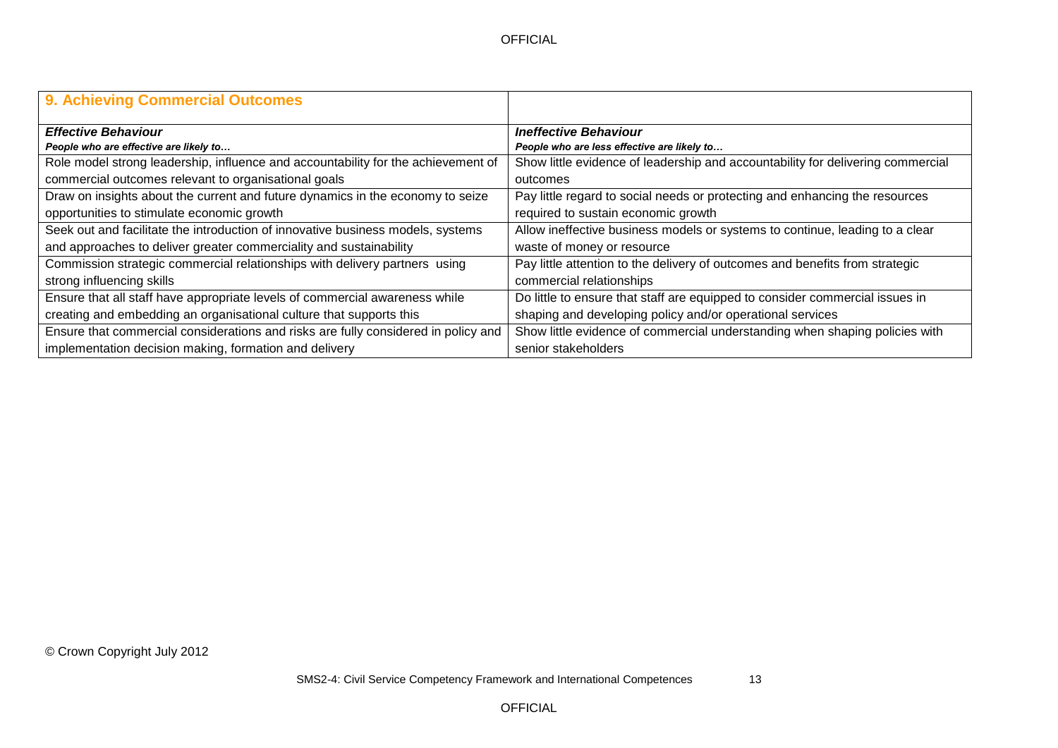| 9. Achieving Commercial Outcomes | |
|---|---|
| ***Effective Behaviour*** | ***Ineffective Behaviour*** |
| ***People who are effective are likely to…*** | ***People who are less effective are likely to…*** |
| Role model strong leadership, influence and accountability for the achievement of commercial outcomes relevant to organisational goals | Show little evidence of leadership and accountability for delivering commercial outcomes |
| Draw on insights about the current and future dynamics in the economy to seize opportunities to stimulate economic growth | Pay little regard to social needs or protecting and enhancing the resources required to sustain economic growth |
| Seek out and facilitate the introduction of innovative business models, systems and approaches to deliver greater commerciality and sustainability | Allow ineffective business models or systems to continue, leading to a clear waste of money or resource |
| Commission strategic commercial relationships with delivery partners using strong influencing skills | Pay little attention to the delivery of outcomes and benefits from strategic commercial relationships |
| Ensure that all staff have appropriate levels of commercial awareness while creating and embedding an organisational culture that supports this | Do little to ensure that staff are equipped to consider commercial issues in shaping and developing policy and/or operational services |
| Ensure that commercial considerations and risks are fully considered in policy and implementation decision making, formation and delivery | Show little evidence of commercial understanding when shaping policies with senior stakeholders |

© Crown Copyright July 2012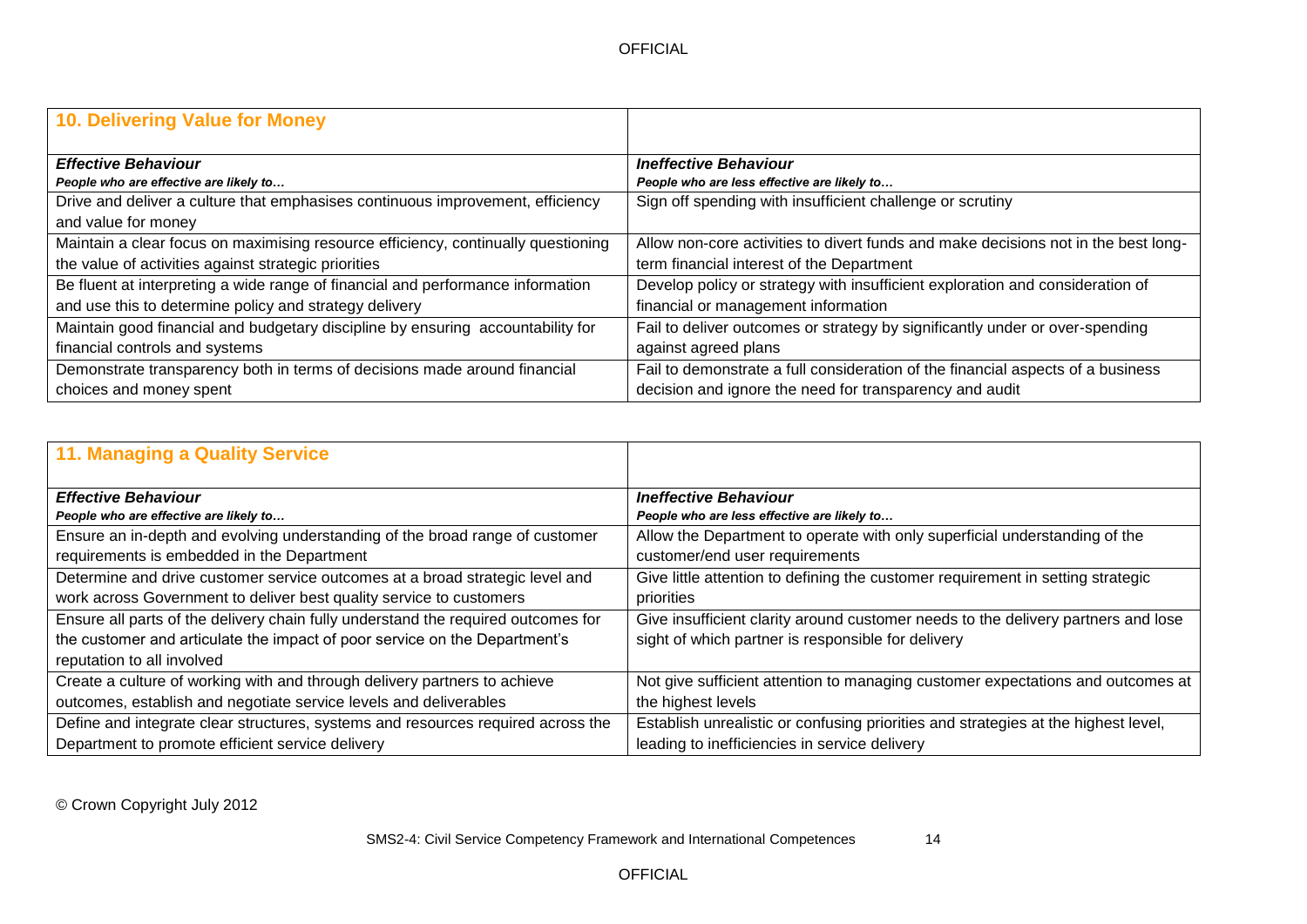## 10. Delivering Value for Money

| ***Effective Behaviour*** <br> ***People who are effective are likely to…*** | ***Ineffective Behaviour*** <br> ***People who are less effective are likely to…*** |
|---|---|
| Drive and deliver a culture that emphasises continuous improvement, efficiency and value for money | Sign off spending with insufficient challenge or scrutiny |
| Maintain a clear focus on maximising resource efficiency, continually questioning the value of activities against strategic priorities | Allow non-core activities to divert funds and make decisions not in the best long-term financial interest of the Department |
| Be fluent at interpreting a wide range of financial and performance information and use this to determine policy and strategy delivery | Develop policy or strategy with insufficient exploration and consideration of financial or management information |
| Maintain good financial and budgetary discipline by ensuring accountability for financial controls and systems | Fail to deliver outcomes or strategy by significantly under or over-spending against agreed plans |
| Demonstrate transparency both in terms of decisions made around financial choices and money spent | Fail to demonstrate a full consideration of the financial aspects of a business decision and ignore the need for transparency and audit |

## 11. Managing a Quality Service

| ***Effective Behaviour*** <br> ***People who are effective are likely to…*** | ***Ineffective Behaviour*** <br> ***People who are less effective are likely to…*** |
|---|---|
| Ensure an in-depth and evolving understanding of the broad range of customer requirements is embedded in the Department | Allow the Department to operate with only superficial understanding of the customer/end user requirements |
| Determine and drive customer service outcomes at a broad strategic level and work across Government to deliver best quality service to customers | Give little attention to defining the customer requirement in setting strategic priorities |
| Ensure all parts of the delivery chain fully understand the required outcomes for the customer and articulate the impact of poor service on the Department's reputation to all involved | Give insufficient clarity around customer needs to the delivery partners and lose sight of which partner is responsible for delivery |
| Create a culture of working with and through delivery partners to achieve outcomes, establish and negotiate service levels and deliverables | Not give sufficient attention to managing customer expectations and outcomes at the highest levels |
| Define and integrate clear structures, systems and resources required across the Department to promote efficient service delivery | Establish unrealistic or confusing priorities and strategies at the highest level, leading to inefficiencies in service delivery |

© Crown Copyright July 2012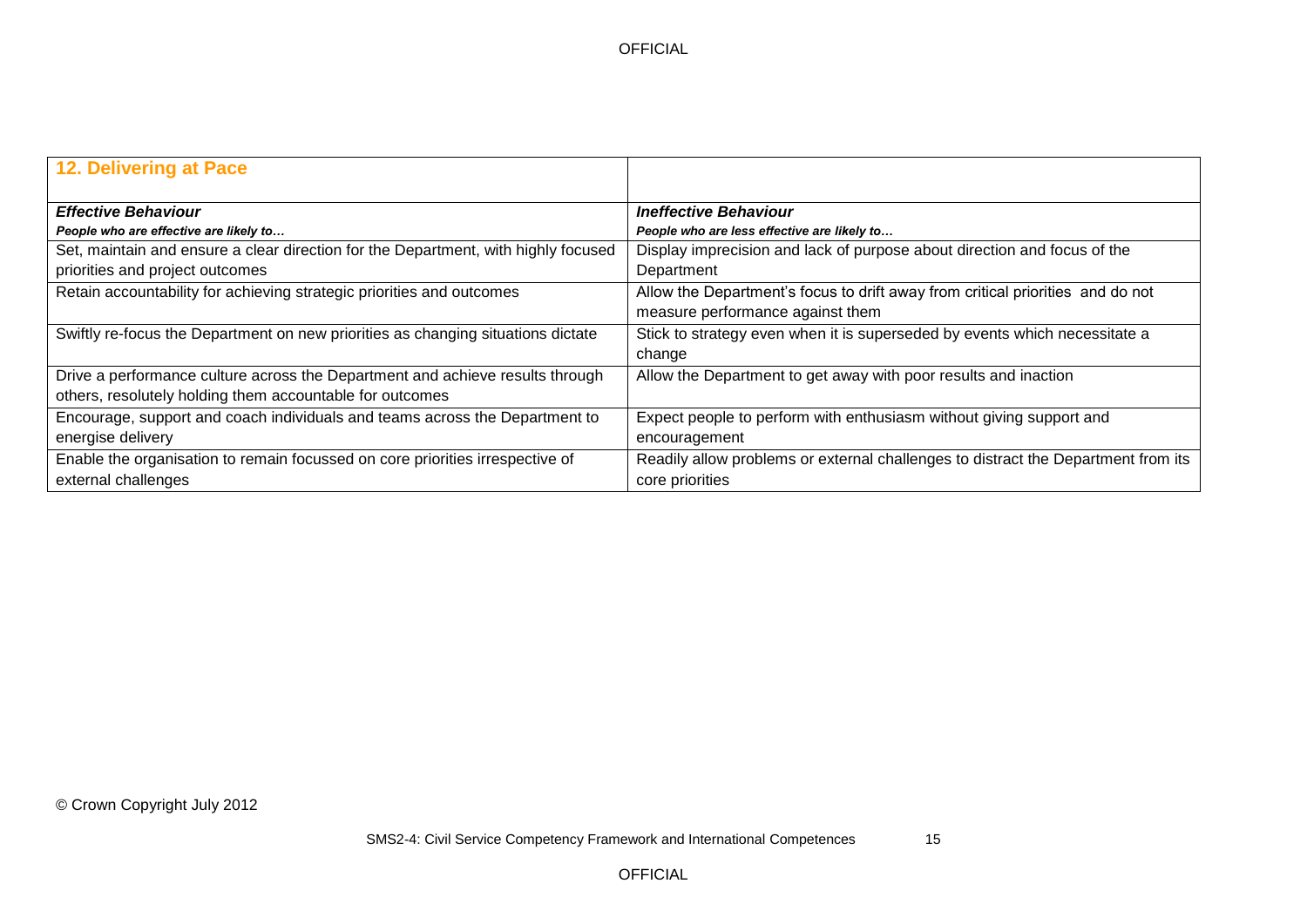| 12. Delivering at Pace | |
|---|---|
| ***Effective Behaviour*** <br> ***People who are effective are likely to…*** | ***Ineffective Behaviour*** <br> ***People who are less effective are likely to…*** |
| Set, maintain and ensure a clear direction for the Department, with highly focused priorities and project outcomes | Display imprecision and lack of purpose about direction and focus of the Department |
| Retain accountability for achieving strategic priorities and outcomes | Allow the Department's focus to drift away from critical priorities and do not measure performance against them |
| Swiftly re-focus the Department on new priorities as changing situations dictate | Stick to strategy even when it is superseded by events which necessitate a change |
| Drive a performance culture across the Department and achieve results through others, resolutely holding them accountable for outcomes | Allow the Department to get away with poor results and inaction |
| Encourage, support and coach individuals and teams across the Department to energise delivery | Expect people to perform with enthusiasm without giving support and encouragement |
| Enable the organisation to remain focussed on core priorities irrespective of external challenges | Readily allow problems or external challenges to distract the Department from its core priorities |

© Crown Copyright July 2012